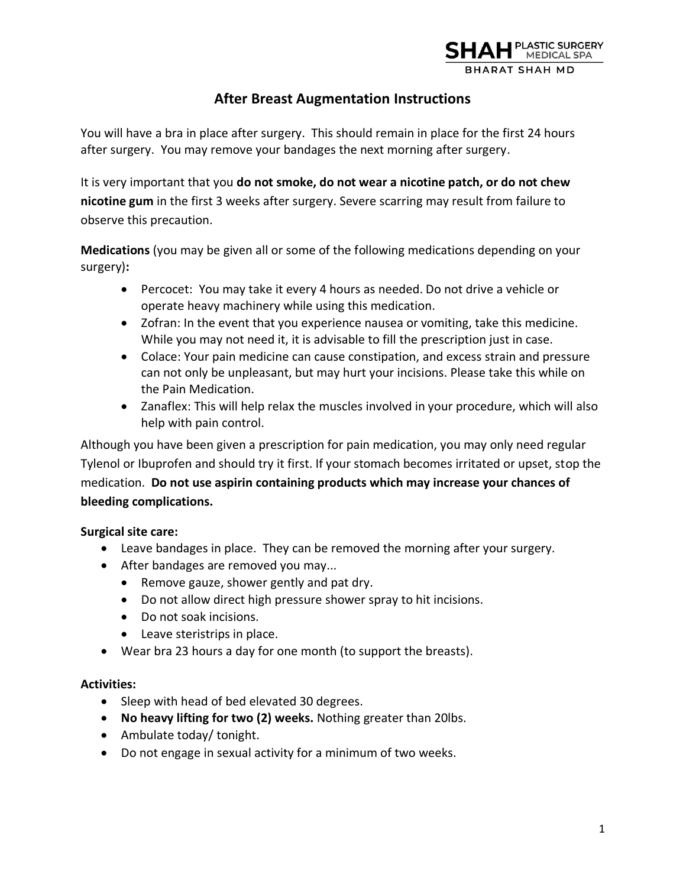# After Breast Augmentation Instructions

You will have a bra in place after surgery. This should remain in place for the first 24 hours after surgery. You may remove your bandages the next morning after surgery.

It is very important that you **do not smoke, do not wear a nicotine patch, or do not chew nicotine gum** in the first 3 weeks after surgery. Severe scarring may result from failure to observe this precaution.

**Medications** (you may be given all or some of the following medications depending on your surgery)**:**

- Percocet: You may take it every 4 hours as needed. Do not drive a vehicle or operate heavy machinery while using this medication.
- Zofran: In the event that you experience nausea or vomiting, take this medicine. While you may not need it, it is advisable to fill the prescription just in case.
- Colace: Your pain medicine can cause constipation, and excess strain and pressure can not only be unpleasant, but may hurt your incisions. Please take this while on the Pain Medication.
- Zanaflex: This will help relax the muscles involved in your procedure, which will also help with pain control.

Although you have been given a prescription for pain medication, you may only need regular Tylenol or Ibuprofen and should try it first. If your stomach becomes irritated or upset, stop the medication. **Do not use aspirin containing products which may increase your chances of bleeding complications.**

**Surgical site care:**

- Leave bandages in place. They can be removed the morning after your surgery.
- After bandages are removed you may...
  - Remove gauze, shower gently and pat dry.
  - Do not allow direct high pressure shower spray to hit incisions.
  - Do not soak incisions.
  - Leave steristrips in place.
- Wear bra 23 hours a day for one month (to support the breasts).

**Activities:**

- Sleep with head of bed elevated 30 degrees.
- **No heavy lifting for two (2) weeks.** Nothing greater than 20lbs.
- Ambulate today/ tonight.
- Do not engage in sexual activity for a minimum of two weeks.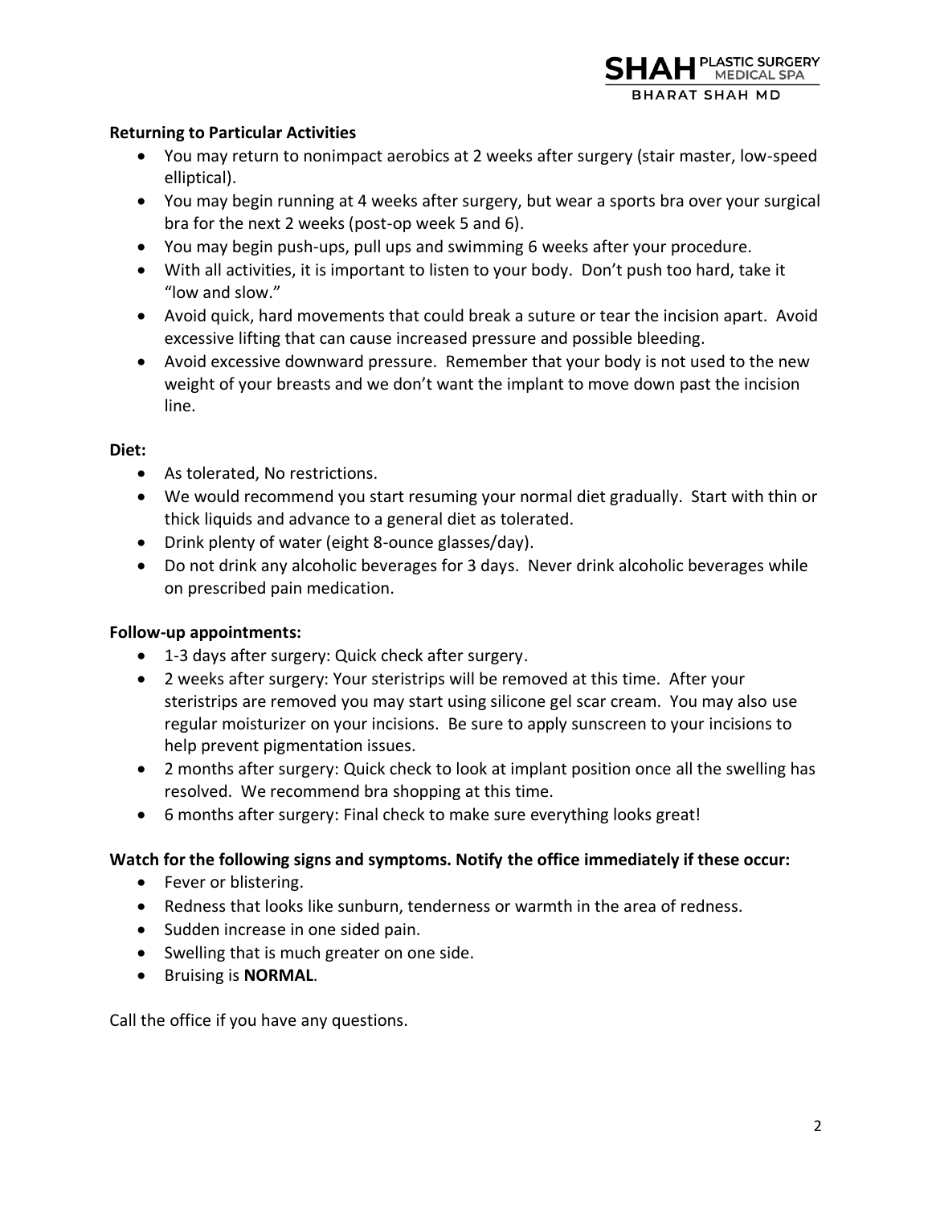**Returning to Particular Activities**

- You may return to nonimpact aerobics at 2 weeks after surgery (stair master, low-speed elliptical).
- You may begin running at 4 weeks after surgery, but wear a sports bra over your surgical bra for the next 2 weeks (post-op week 5 and 6).
- You may begin push-ups, pull ups and swimming 6 weeks after your procedure.
- With all activities, it is important to listen to your body. Don't push too hard, take it "low and slow."
- Avoid quick, hard movements that could break a suture or tear the incision apart. Avoid excessive lifting that can cause increased pressure and possible bleeding.
- Avoid excessive downward pressure. Remember that your body is not used to the new weight of your breasts and we don't want the implant to move down past the incision line.

**Diet:**

- As tolerated, No restrictions.
- We would recommend you start resuming your normal diet gradually. Start with thin or thick liquids and advance to a general diet as tolerated.
- Drink plenty of water (eight 8-ounce glasses/day).
- Do not drink any alcoholic beverages for 3 days. Never drink alcoholic beverages while on prescribed pain medication.

**Follow-up appointments:**

- 1-3 days after surgery: Quick check after surgery.
- 2 weeks after surgery: Your steristrips will be removed at this time. After your steristrips are removed you may start using silicone gel scar cream. You may also use regular moisturizer on your incisions. Be sure to apply sunscreen to your incisions to help prevent pigmentation issues.
- 2 months after surgery: Quick check to look at implant position once all the swelling has resolved. We recommend bra shopping at this time.
- 6 months after surgery: Final check to make sure everything looks great!

**Watch for the following signs and symptoms. Notify the office immediately if these occur:**

- Fever or blistering.
- Redness that looks like sunburn, tenderness or warmth in the area of redness.
- Sudden increase in one sided pain.
- Swelling that is much greater on one side.
- Bruising is **NORMAL**.

Call the office if you have any questions.